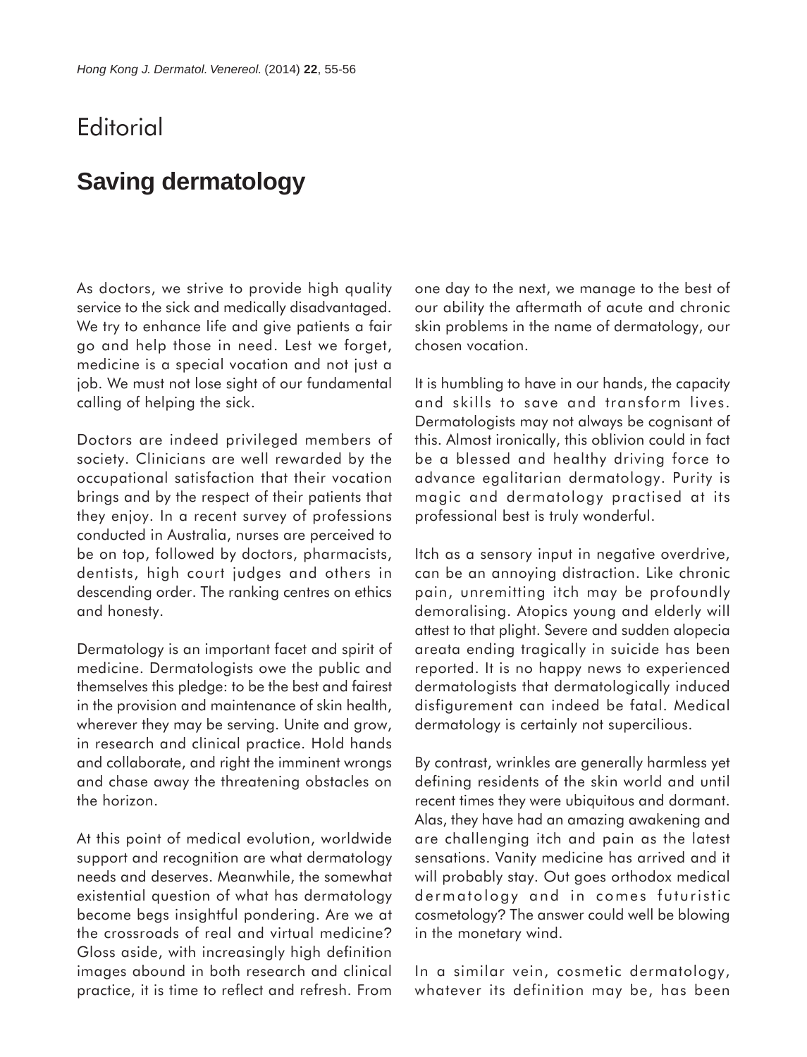Editorial

# Saving dermatology

As doctors, we strive to provide high quality service to the sick and medically disadvantaged. We try to enhance life and give patients a fair go and help those in need. Lest we forget, medicine is a special vocation and not just a job. We must not lose sight of our fundamental calling of helping the sick.

Doctors are indeed privileged members of society. Clinicians are well rewarded by the occupational satisfaction that their vocation brings and by the respect of their patients that they enjoy. In a recent survey of professions conducted in Australia, nurses are perceived to be on top, followed by doctors, pharmacists, dentists, high court judges and others in descending order. The ranking centres on ethics and honesty.

Dermatology is an important facet and spirit of medicine. Dermatologists owe the public and themselves this pledge: to be the best and fairest in the provision and maintenance of skin health, wherever they may be serving. Unite and grow, in research and clinical practice. Hold hands and collaborate, and right the imminent wrongs and chase away the threatening obstacles on the horizon.

At this point of medical evolution, worldwide support and recognition are what dermatology needs and deserves. Meanwhile, the somewhat existential question of what has dermatology become begs insightful pondering. Are we at the crossroads of real and virtual medicine? Gloss aside, with increasingly high definition images abound in both research and clinical practice, it is time to reflect and refresh. From one day to the next, we manage to the best of our ability the aftermath of acute and chronic skin problems in the name of dermatology, our chosen vocation.

It is humbling to have in our hands, the capacity and skills to save and transform lives. Dermatologists may not always be cognisant of this. Almost ironically, this oblivion could in fact be a blessed and healthy driving force to advance egalitarian dermatology. Purity is magic and dermatology practised at its professional best is truly wonderful.

Itch as a sensory input in negative overdrive, can be an annoying distraction. Like chronic pain, unremitting itch may be profoundly demoralising. Atopics young and elderly will attest to that plight. Severe and sudden alopecia areata ending tragically in suicide has been reported. It is no happy news to experienced dermatologists that dermatologically induced disfigurement can indeed be fatal. Medical dermatology is certainly not supercilious.

By contrast, wrinkles are generally harmless yet defining residents of the skin world and until recent times they were ubiquitous and dormant. Alas, they have had an amazing awakening and are challenging itch and pain as the latest sensations. Vanity medicine has arrived and it will probably stay. Out goes orthodox medical dermatology and in comes futuristic cosmetology? The answer could well be blowing in the monetary wind.

In a similar vein, cosmetic dermatology, whatever its definition may be, has been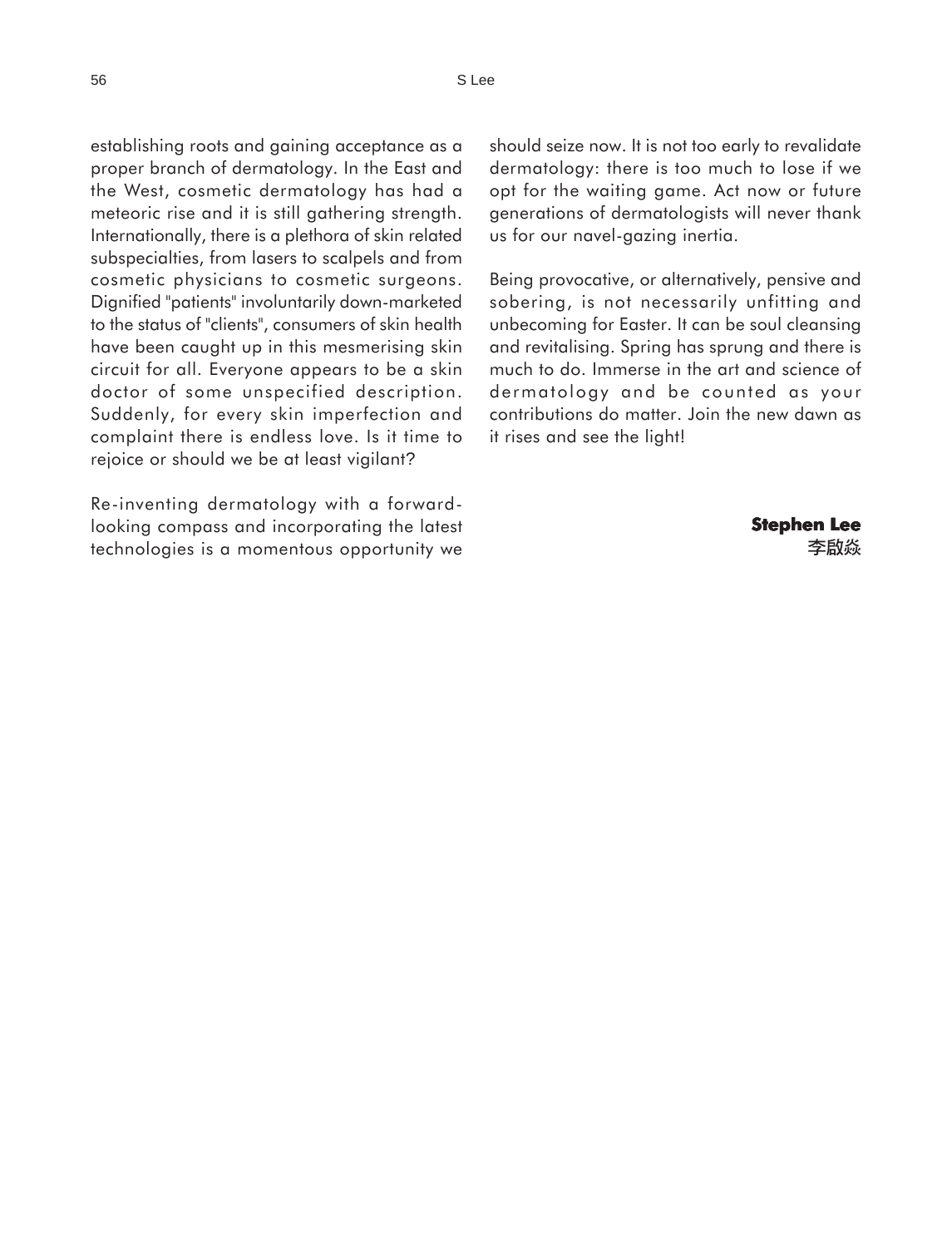establishing roots and gaining acceptance as a proper branch of dermatology. In the East and the West, cosmetic dermatology has had a meteoric rise and it is still gathering strength. Internationally, there is a plethora of skin related subspecialties, from lasers to scalpels and from cosmetic physicians to cosmetic surgeons. Dignified "patients" involuntarily down-marketed to the status of "clients", consumers of skin health have been caught up in this mesmerising skin circuit for all. Everyone appears to be a skin doctor of some unspecified description. Suddenly, for every skin imperfection and complaint there is endless love. Is it time to rejoice or should we be at least vigilant?

Re-inventing dermatology with a forward-looking compass and incorporating the latest technologies is a momentous opportunity we should seize now. It is not too early to revalidate dermatology: there is too much to lose if we opt for the waiting game. Act now or future generations of dermatologists will never thank us for our navel-gazing inertia.

Being provocative, or alternatively, pensive and sobering, is not necessarily unfitting and unbecoming for Easter. It can be soul cleansing and revitalising. Spring has sprung and there is much to do. Immerse in the art and science of dermatology and be counted as your contributions do matter. Join the new dawn as it rises and see the light!

**Stephen Lee**
**李啟焱**